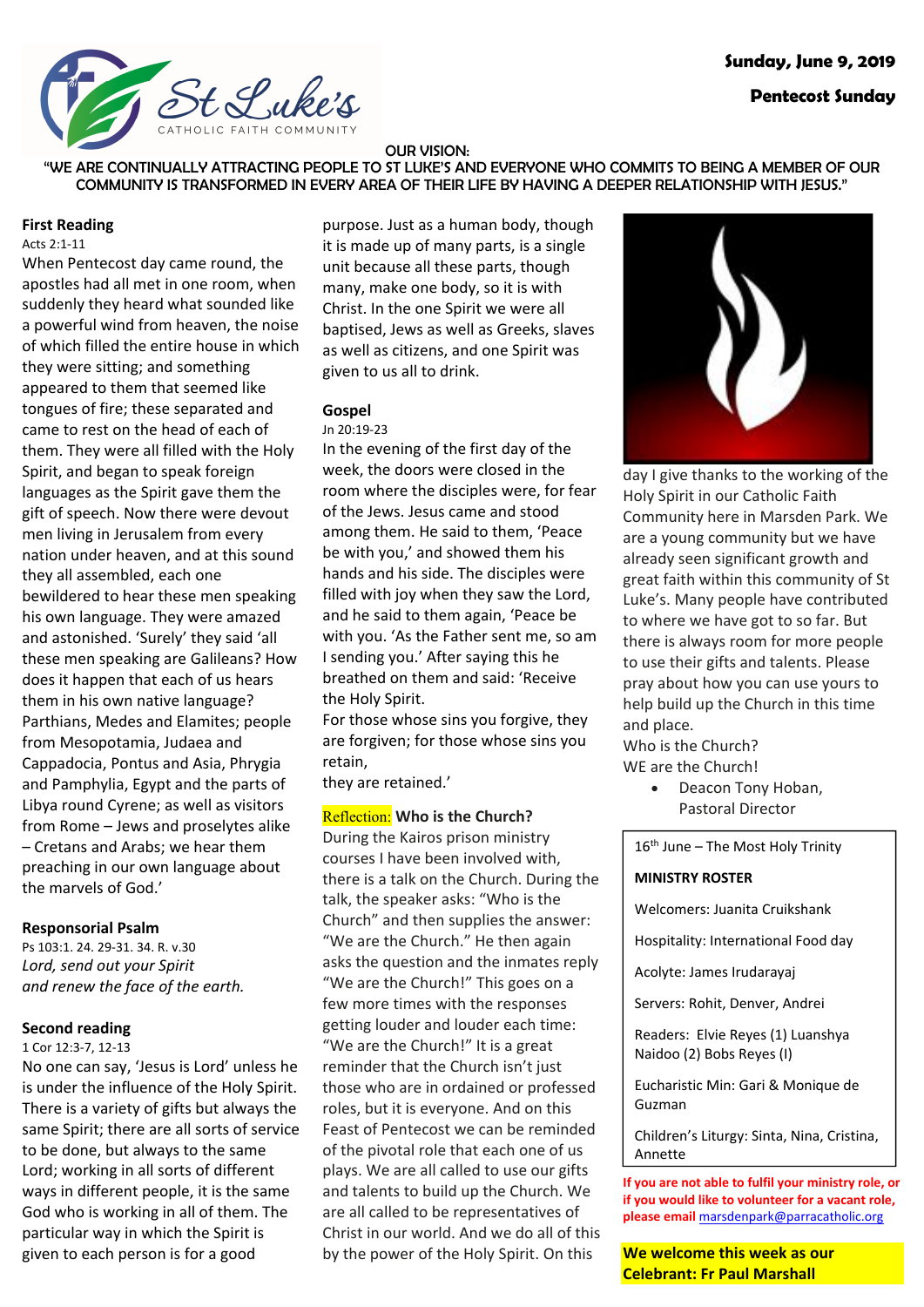**Sunday, June 9, 2019**

**Pentecost Sunday**

St Luke's CATHOLIC FAITH COMMUNITY

OUR VISION:

"WE ARE CONTINUALLY ATTRACTING PEOPLE TO ST LUKE'S AND EVERYONE WHO COMMITS TO BEING A MEMBER OF OUR COMMUNITY IS TRANSFORMED IN EVERY AREA OF THEIR LIFE BY HAVING A DEEPER RELATIONSHIP WITH JESUS."

## First Reading

Acts 2:1-11

When Pentecost day came round, the apostles had all met in one room, when suddenly they heard what sounded like a powerful wind from heaven, the noise of which filled the entire house in which they were sitting; and something appeared to them that seemed like tongues of fire; these separated and came to rest on the head of each of them. They were all filled with the Holy Spirit, and began to speak foreign languages as the Spirit gave them the gift of speech. Now there were devout men living in Jerusalem from every nation under heaven, and at this sound they all assembled, each one bewildered to hear these men speaking his own language. They were amazed and astonished. 'Surely' they said 'all these men speaking are Galileans? How does it happen that each of us hears them in his own native language? Parthians, Medes and Elamites; people from Mesopotamia, Judaea and Cappadocia, Pontus and Asia, Phrygia and Pamphylia, Egypt and the parts of Libya round Cyrene; as well as visitors from Rome – Jews and proselytes alike – Cretans and Arabs; we hear them preaching in our own language about the marvels of God.'

## Responsorial Psalm

Ps 103:1. 24. 29-31. 34. R. v.30

*Lord, send out your Spirit*
*and renew the face of the earth.*

## Second reading

1 Cor 12:3-7, 12-13

No one can say, 'Jesus is Lord' unless he is under the influence of the Holy Spirit. There is a variety of gifts but always the same Spirit; there are all sorts of service to be done, but always to the same Lord; working in all sorts of different ways in different people, it is the same God who is working in all of them. The particular way in which the Spirit is given to each person is for a good purpose. Just as a human body, though it is made up of many parts, is a single unit because all these parts, though many, make one body, so it is with Christ. In the one Spirit we were all baptised, Jews as well as Greeks, slaves as well as citizens, and one Spirit was given to us all to drink.

## Gospel

Jn 20:19-23

In the evening of the first day of the week, the doors were closed in the room where the disciples were, for fear of the Jews. Jesus came and stood among them. He said to them, 'Peace be with you,' and showed them his hands and his side. The disciples were filled with joy when they saw the Lord, and he said to them again, 'Peace be with you. 'As the Father sent me, so am I sending you.' After saying this he breathed on them and said: 'Receive the Holy Spirit.
For those whose sins you forgive, they are forgiven; for those whose sins you retain,
they are retained.'

## Reflection: Who is the Church?

During the Kairos prison ministry courses I have been involved with, there is a talk on the Church. During the talk, the speaker asks: "Who is the Church" and then supplies the answer: "We are the Church." He then again asks the question and the inmates reply "We are the Church!" This goes on a few more times with the responses getting louder and louder each time: "We are the Church!" It is a great reminder that the Church isn't just those who are in ordained or professed roles, but it is everyone. And on this Feast of Pentecost we can be reminded of the pivotal role that each one of us plays. We are all called to use our gifts and talents to build up the Church. We are all called to be representatives of Christ in our world. And we do all of this by the power of the Holy Spirit. On this day I give thanks to the working of the Holy Spirit in our Catholic Faith Community here in Marsden Park. We are a young community but we have already seen significant growth and great faith within this community of St Luke's. Many people have contributed to where we have got to so far. But there is always room for more people to use their gifts and talents. Please pray about how you can use yours to help build up the Church in this time and place.
Who is the Church?
WE are the Church!

- Deacon Tony Hoban, Pastoral Director

16th June – The Most Holy Trinity

**MINISTRY ROSTER**

Welcomers: Juanita Cruikshank

Hospitality: International Food day

Acolyte: James Irudarayaj

Servers: Rohit, Denver, Andrei

Readers: Elvie Reyes (1) Luanshya Naidoo (2) Bobs Reyes (I)

Eucharistic Min: Gari & Monique de Guzman

Children's Liturgy: Sinta, Nina, Cristina, Annette

**If you are not able to fulfil your ministry role, or if you would like to volunteer for a vacant role, please email** marsdenpark@parracatholic.org

**We welcome this week as our Celebrant: Fr Paul Marshall**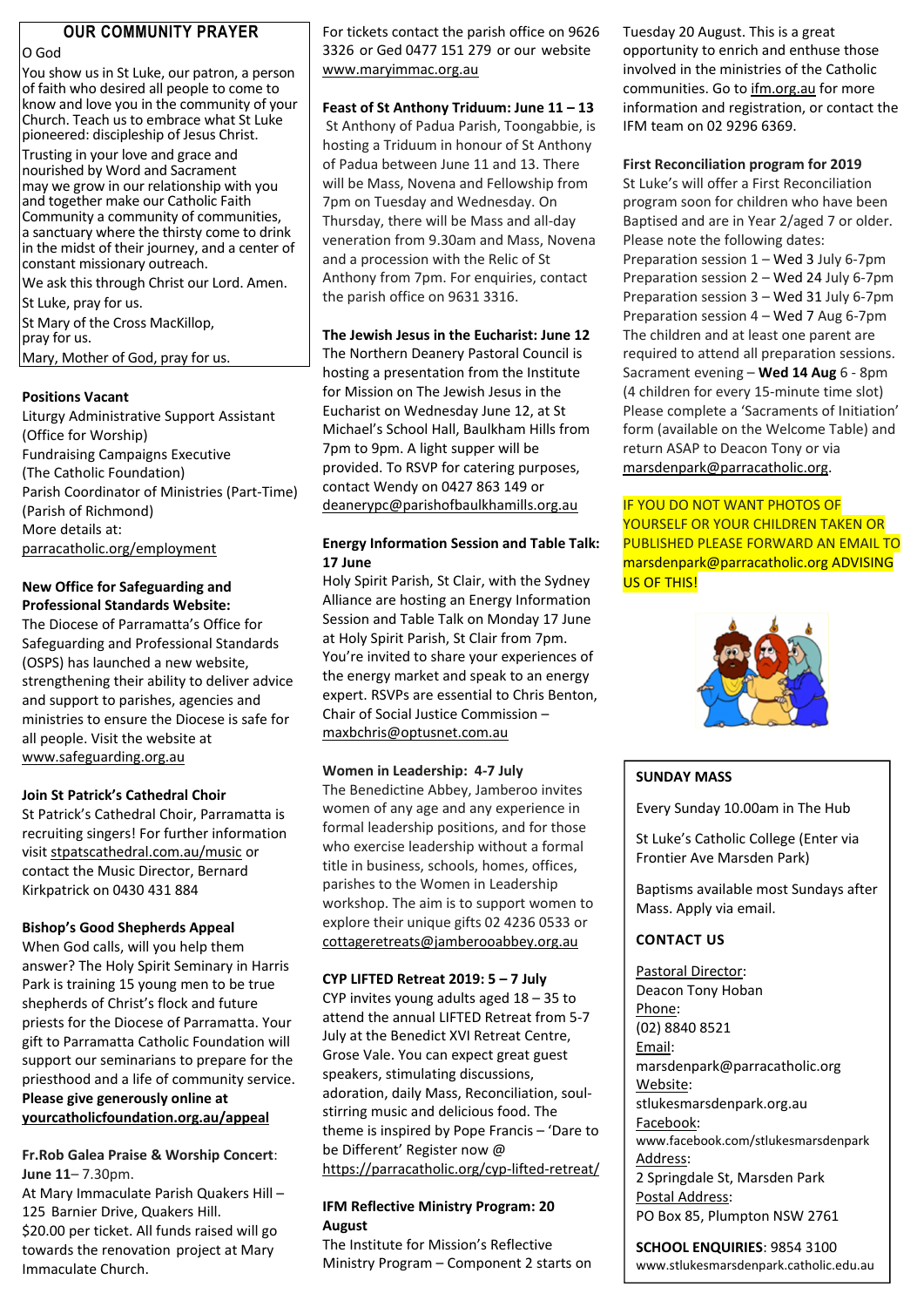## OUR COMMUNITY PRAYER

O God

You show us in St Luke, our patron, a person of faith who desired all people to come to know and love you in the community of your Church. Teach us to embrace what St Luke pioneered: discipleship of Jesus Christ.

Trusting in your love and grace and nourished by Word and Sacrament may we grow in our relationship with you and together make our Catholic Faith Community a community of communities, a sanctuary where the thirsty come to drink in the midst of their journey, and a center of constant missionary outreach.

We ask this through Christ our Lord. Amen.

St Luke, pray for us.

St Mary of the Cross MacKillop, pray for us.

Mary, Mother of God, pray for us.

**Positions Vacant**

Liturgy Administrative Support Assistant (Office for Worship)
Fundraising Campaigns Executive (The Catholic Foundation)
Parish Coordinator of Ministries (Part-Time) (Parish of Richmond)
More details at: parracatholic.org/employment

**New Office for Safeguarding and Professional Standards Website:**

The Diocese of Parramatta's Office for Safeguarding and Professional Standards (OSPS) has launched a new website, strengthening their ability to deliver advice and support to parishes, agencies and ministries to ensure the Diocese is safe for all people. Visit the website at www.safeguarding.org.au

**Join St Patrick's Cathedral Choir**

St Patrick's Cathedral Choir, Parramatta is recruiting singers! For further information visit stpatscathedral.com.au/music or contact the Music Director, Bernard Kirkpatrick on 0430 431 884

**Bishop's Good Shepherds Appeal**

When God calls, will you help them answer? The Holy Spirit Seminary in Harris Park is training 15 young men to be true shepherds of Christ's flock and future priests for the Diocese of Parramatta. Your gift to Parramatta Catholic Foundation will support our seminarians to prepare for the priesthood and a life of community service. **Please give generously online at yourcatholicfoundation.org.au/appeal**

**Fr.Rob Galea Praise & Worship Concert**: **June 11**– 7.30pm.

At Mary Immaculate Parish Quakers Hill – 125 Barnier Drive, Quakers Hill. $20.00 per ticket. All funds raised will go towards the renovation project at Mary Immaculate Church.

For tickets contact the parish office on 9626 3326 or Ged 0477 151 279 or our website www.maryimmac.org.au

**Feast of St Anthony Triduum: June 11 – 13**

St Anthony of Padua Parish, Toongabbie, is hosting a Triduum in honour of St Anthony of Padua between June 11 and 13. There will be Mass, Novena and Fellowship from 7pm on Tuesday and Wednesday. On Thursday, there will be Mass and all-day veneration from 9.30am and Mass, Novena and a procession with the Relic of St Anthony from 7pm. For enquiries, contact the parish office on 9631 3316.

**The Jewish Jesus in the Eucharist: June 12**

The Northern Deanery Pastoral Council is hosting a presentation from the Institute for Mission on The Jewish Jesus in the Eucharist on Wednesday June 12, at St Michael's School Hall, Baulkham Hills from 7pm to 9pm. A light supper will be provided. To RSVP for catering purposes, contact Wendy on 0427 863 149 or deanerypc@parishofbaulkhamills.org.au

**Energy Information Session and Table Talk: 17 June**

Holy Spirit Parish, St Clair, with the Sydney Alliance are hosting an Energy Information Session and Table Talk on Monday 17 June at Holy Spirit Parish, St Clair from 7pm. You're invited to share your experiences of the energy market and speak to an energy expert. RSVPs are essential to Chris Benton, Chair of Social Justice Commission – maxbchris@optusnet.com.au

**Women in Leadership: 4-7 July**

The Benedictine Abbey, Jamberoo invites women of any age and any experience in formal leadership positions, and for those who exercise leadership without a formal title in business, schools, homes, offices, parishes to the Women in Leadership workshop. The aim is to support women to explore their unique gifts 02 4236 0533 or cottageretreats@jamberooabbey.org.au

**CYP LIFTED Retreat 2019: 5 – 7 July**

CYP invites young adults aged 18 – 35 to attend the annual LIFTED Retreat from 5-7 July at the Benedict XVI Retreat Centre, Grose Vale. You can expect great guest speakers, stimulating discussions, adoration, daily Mass, Reconciliation, soul-stirring music and delicious food. The theme is inspired by Pope Francis – 'Dare to be Different' Register now @ https://parracatholic.org/cyp-lifted-retreat/

**IFM Reflective Ministry Program: 20 August**

The Institute for Mission's Reflective Ministry Program – Component 2 starts on Tuesday 20 August. This is a great opportunity to enrich and enthuse those involved in the ministries of the Catholic communities. Go to ifm.org.au for more information and registration, or contact the IFM team on 02 9296 6369.

**First Reconciliation program for 2019**

St Luke's will offer a First Reconciliation program soon for children who have been Baptised and are in Year 2/aged 7 or older. Please note the following dates:

Preparation session 1 – Wed 3 July 6-7pm
Preparation session 2 – Wed 24 July 6-7pm
Preparation session 3 – Wed 31 July 6-7pm
Preparation session 4 – Wed 7 Aug 6-7pm

The children and at least one parent are required to attend all preparation sessions.

Sacrament evening – **Wed 14 Aug** 6 - 8pm (4 children for every 15-minute time slot)

Please complete a 'Sacraments of Initiation' form (available on the Welcome Table) and return ASAP to Deacon Tony or via marsdenpark@parracatholic.org.

IF YOU DO NOT WANT PHOTOS OF YOURSELF OR YOUR CHILDREN TAKEN OR PUBLISHED PLEASE FORWARD AN EMAIL TO marsdenpark@parracatholic.org ADVISING US OF THIS!

**SUNDAY MASS**

Every Sunday 10.00am in The Hub

St Luke's Catholic College (Enter via Frontier Ave Marsden Park)

Baptisms available most Sundays after Mass. Apply via email.

**CONTACT US**

Pastoral Director:
Deacon Tony Hoban
Phone:
(02) 8840 8521
Email:
marsdenpark@parracatholic.org
Website:
stlukesmarsdenpark.org.au
Facebook:
www.facebook.com/stlukesmarsdenpark
Address:
2 Springdale St, Marsden Park
Postal Address:
PO Box 85, Plumpton NSW 2761

**SCHOOL ENQUIRIES**: 9854 3100
www.stlukesmarsdenpark.catholic.edu.au